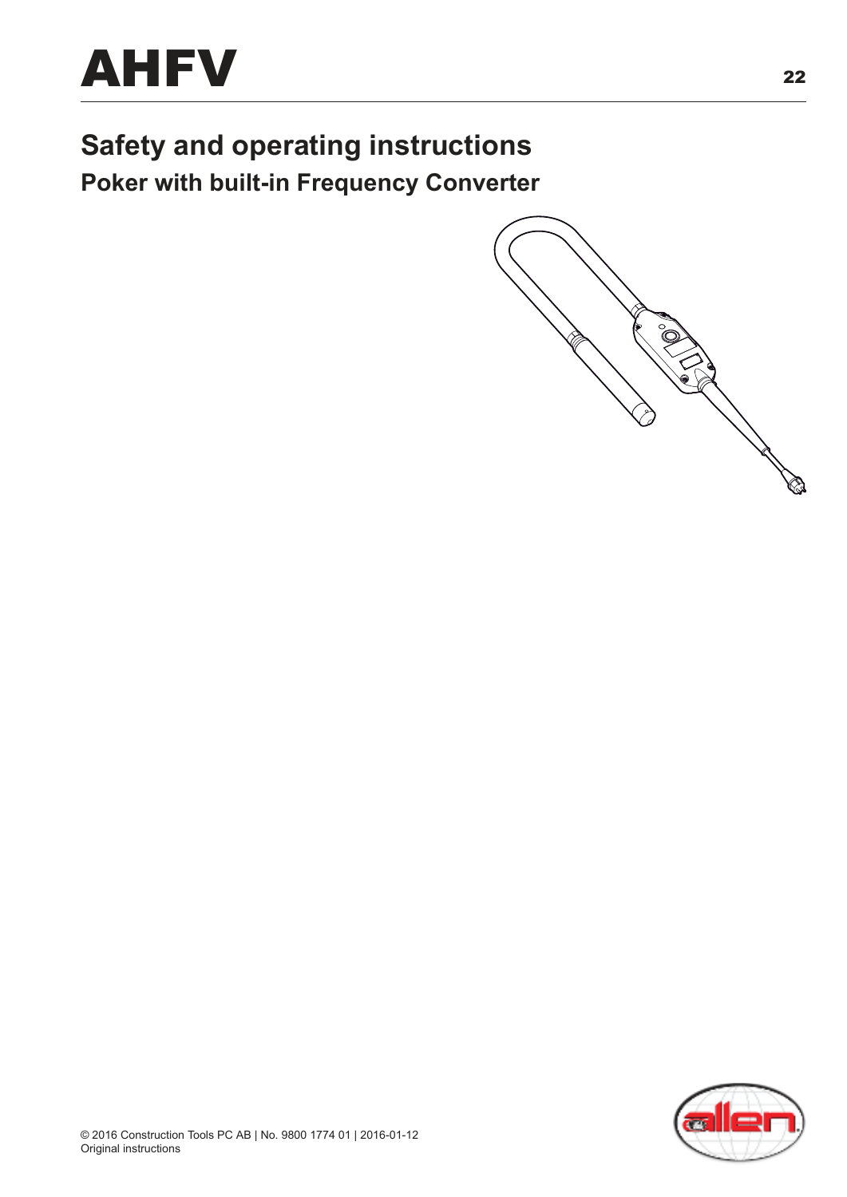# AHFV

## Safety and operating instructions

### Poker with built-in Frequency Converter

© 2016 Construction Tools PC AB | No. 9800 1774 01 | 2016-01-12
Original instructions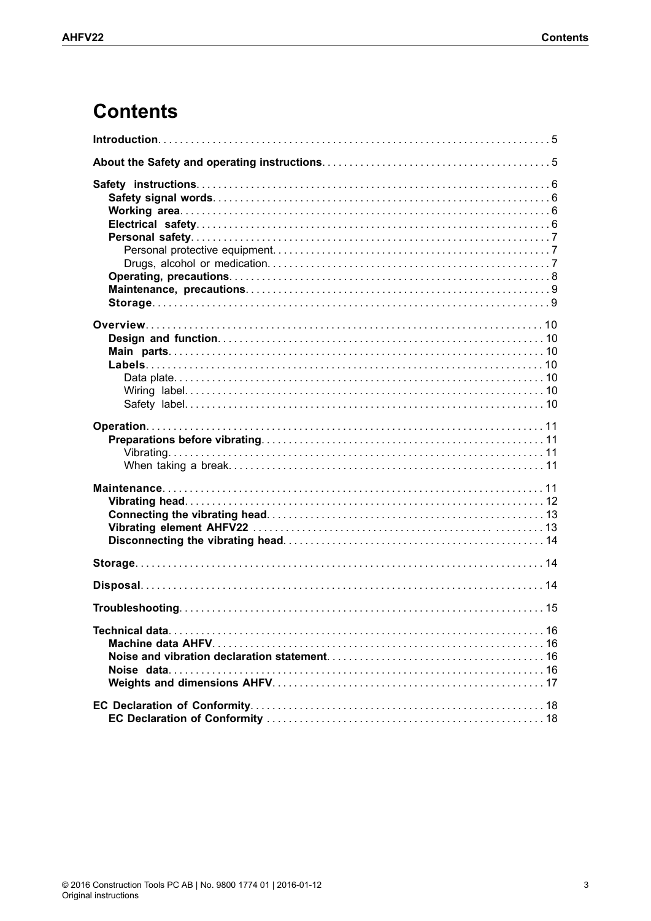# Contents

**Introduction** ........ 5

**About the Safety and operating instructions** ........ 5

**Safety instructions** ........ 6
- **Safety signal words** ........ 6
- **Working area** ........ 6
- **Electrical safety** ........ 6
- **Personal safety** ........ 7
  - Personal protective equipment ........ 7
  - Drugs, alcohol or medication ........ 7
- **Operating, precautions** ........ 8
- **Maintenance, precautions** ........ 9
- **Storage** ........ 9

**Overview** ........ 10
- **Design and function** ........ 10
- **Main parts** ........ 10
- **Labels** ........ 10
  - Data plate ........ 10
  - Wiring label ........ 10
  - Safety label ........ 10

**Operation** ........ 11
- **Preparations before vibrating** ........ 11
  - Vibrating ........ 11
  - When taking a break ........ 11

**Maintenance** ........ 11
- **Vibrating head** ........ 12
- **Connecting the vibrating head** ........ 13
- **Vibrating element AHFV22** ........ 13
- **Disconnecting the vibrating head** ........ 14

**Storage** ........ 14

**Disposal** ........ 14

**Troubleshooting** ........ 15

**Technical data** ........ 16
- **Machine data AHFV** ........ 16
- **Noise and vibration declaration statement** ........ 16
- **Noise data** ........ 16
- **Weights and dimensions AHFV** ........ 17

**EC Declaration of Conformity** ........ 18
- **EC Declaration of Conformity** ........ 18

© 2016 Construction Tools PC AB | No. 9800 1774 01 | 2016-01-12
Original instructions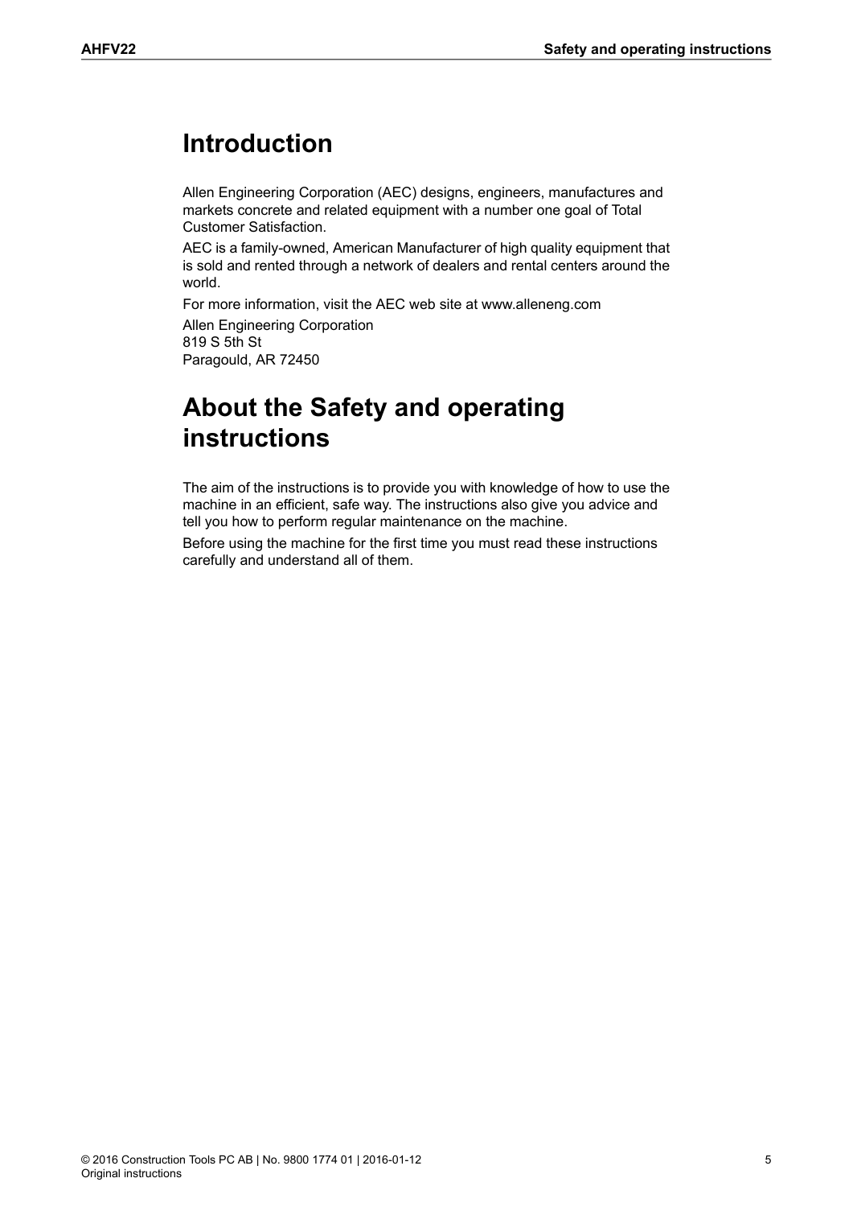# Introduction

Allen Engineering Corporation (AEC) designs, engineers, manufactures and markets concrete and related equipment with a number one goal of Total Customer Satisfaction.

AEC is a family-owned, American Manufacturer of high quality equipment that is sold and rented through a network of dealers and rental centers around the world.

For more information, visit the AEC web site at www.alleneng.com

Allen Engineering Corporation
819 S 5th St
Paragould, AR 72450

# About the Safety and operating instructions

The aim of the instructions is to provide you with knowledge of how to use the machine in an efficient, safe way. The instructions also give you advice and tell you how to perform regular maintenance on the machine.

Before using the machine for the first time you must read these instructions carefully and understand all of them.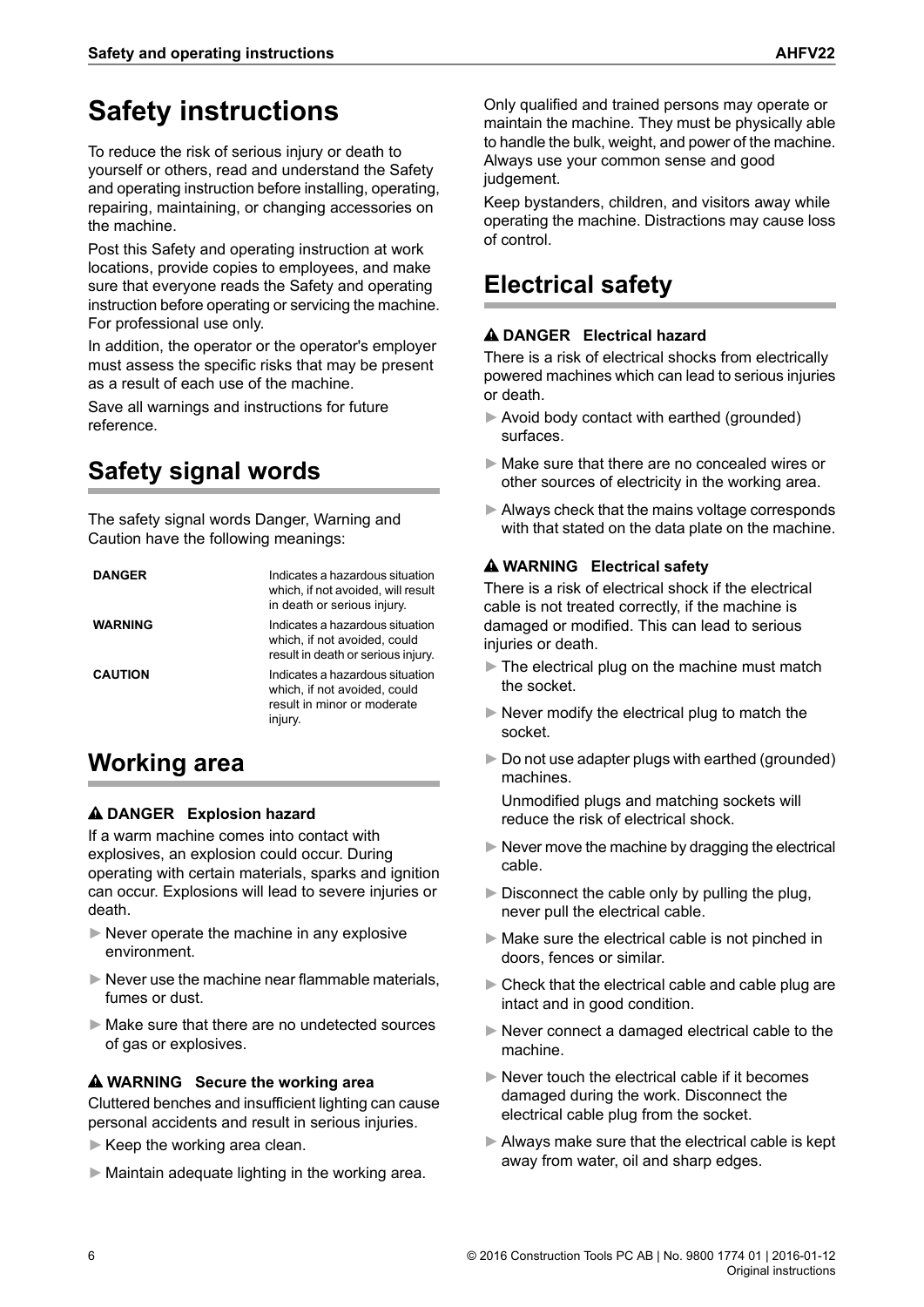# Safety instructions

To reduce the risk of serious injury or death to yourself or others, read and understand the Safety and operating instruction before installing, operating, repairing, maintaining, or changing accessories on the machine.

Post this Safety and operating instruction at work locations, provide copies to employees, and make sure that everyone reads the Safety and operating instruction before operating or servicing the machine. For professional use only.

In addition, the operator or the operator's employer must assess the specific risks that may be present as a result of each use of the machine.

Save all warnings and instructions for future reference.

## Safety signal words

The safety signal words Danger, Warning and Caution have the following meanings:

| | |
|---|---|
| **DANGER** | Indicates a hazardous situation which, if not avoided, will result in death or serious injury. |
| **WARNING** | Indicates a hazardous situation which, if not avoided, could result in death or serious injury. |
| **CAUTION** | Indicates a hazardous situation which, if not avoided, could result in minor or moderate injury. |

## Working area

**⚠ DANGER Explosion hazard**

If a warm machine comes into contact with explosives, an explosion could occur. During operating with certain materials, sparks and ignition can occur. Explosions will lead to severe injuries or death.

- ► Never operate the machine in any explosive environment.
- ► Never use the machine near flammable materials, fumes or dust.
- ► Make sure that there are no undetected sources of gas or explosives.

**⚠ WARNING Secure the working area**

Cluttered benches and insufficient lighting can cause personal accidents and result in serious injuries.

- ► Keep the working area clean.
- ► Maintain adequate lighting in the working area.

Only qualified and trained persons may operate or maintain the machine. They must be physically able to handle the bulk, weight, and power of the machine. Always use your common sense and good judgement.

Keep bystanders, children, and visitors away while operating the machine. Distractions may cause loss of control.

## Electrical safety

**⚠ DANGER Electrical hazard**

There is a risk of electrical shocks from electrically powered machines which can lead to serious injuries or death.

- ► Avoid body contact with earthed (grounded) surfaces.
- ► Make sure that there are no concealed wires or other sources of electricity in the working area.
- ► Always check that the mains voltage corresponds with that stated on the data plate on the machine.

**⚠ WARNING Electrical safety**

There is a risk of electrical shock if the electrical cable is not treated correctly, if the machine is damaged or modified. This can lead to serious injuries or death.

- ► The electrical plug on the machine must match the socket.
- ► Never modify the electrical plug to match the socket.
- ► Do not use adapter plugs with earthed (grounded) machines.

  Unmodified plugs and matching sockets will reduce the risk of electrical shock.
- ► Never move the machine by dragging the electrical cable.
- ► Disconnect the cable only by pulling the plug, never pull the electrical cable.
- ► Make sure the electrical cable is not pinched in doors, fences or similar.
- ► Check that the electrical cable and cable plug are intact and in good condition.
- ► Never connect a damaged electrical cable to the machine.
- ► Never touch the electrical cable if it becomes damaged during the work. Disconnect the electrical cable plug from the socket.
- ► Always make sure that the electrical cable is kept away from water, oil and sharp edges.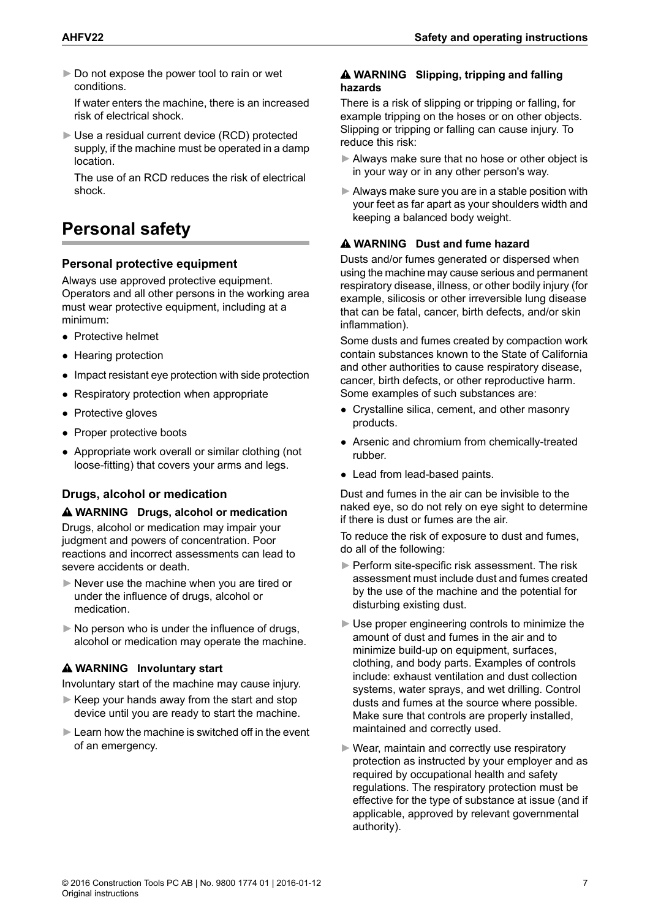- ► Do not expose the power tool to rain or wet conditions.

  If water enters the machine, there is an increased risk of electrical shock.

- ► Use a residual current device (RCD) protected supply, if the machine must be operated in a damp location.

  The use of an RCD reduces the risk of electrical shock.

# Personal safety

### Personal protective equipment

Always use approved protective equipment. Operators and all other persons in the working area must wear protective equipment, including at a minimum:

- Protective helmet
- Hearing protection
- Impact resistant eye protection with side protection
- Respiratory protection when appropriate
- Protective gloves
- Proper protective boots
- Appropriate work overall or similar clothing (not loose-fitting) that covers your arms and legs.

### Drugs, alcohol or medication

**⚠ WARNING Drugs, alcohol or medication**

Drugs, alcohol or medication may impair your judgment and powers of concentration. Poor reactions and incorrect assessments can lead to severe accidents or death.

- ► Never use the machine when you are tired or under the influence of drugs, alcohol or medication.
- ► No person who is under the influence of drugs, alcohol or medication may operate the machine.

**⚠ WARNING Involuntary start**

Involuntary start of the machine may cause injury.

- ► Keep your hands away from the start and stop device until you are ready to start the machine.
- ► Learn how the machine is switched off in the event of an emergency.

**⚠ WARNING Slipping, tripping and falling hazards**

There is a risk of slipping or tripping or falling, for example tripping on the hoses or on other objects. Slipping or tripping or falling can cause injury. To reduce this risk:

- ► Always make sure that no hose or other object is in your way or in any other person's way.
- ► Always make sure you are in a stable position with your feet as far apart as your shoulders width and keeping a balanced body weight.

**⚠ WARNING Dust and fume hazard**

Dusts and/or fumes generated or dispersed when using the machine may cause serious and permanent respiratory disease, illness, or other bodily injury (for example, silicosis or other irreversible lung disease that can be fatal, cancer, birth defects, and/or skin inflammation).

Some dusts and fumes created by compaction work contain substances known to the State of California and other authorities to cause respiratory disease, cancer, birth defects, or other reproductive harm. Some examples of such substances are:

- Crystalline silica, cement, and other masonry products.
- Arsenic and chromium from chemically-treated rubber.
- Lead from lead-based paints.

Dust and fumes in the air can be invisible to the naked eye, so do not rely on eye sight to determine if there is dust or fumes are the air.

To reduce the risk of exposure to dust and fumes, do all of the following:

- ► Perform site-specific risk assessment. The risk assessment must include dust and fumes created by the use of the machine and the potential for disturbing existing dust.
- ► Use proper engineering controls to minimize the amount of dust and fumes in the air and to minimize build-up on equipment, surfaces, clothing, and body parts. Examples of controls include: exhaust ventilation and dust collection systems, water sprays, and wet drilling. Control dusts and fumes at the source where possible. Make sure that controls are properly installed, maintained and correctly used.
- ► Wear, maintain and correctly use respiratory protection as instructed by your employer and as required by occupational health and safety regulations. The respiratory protection must be effective for the type of substance at issue (and if applicable, approved by relevant governmental authority).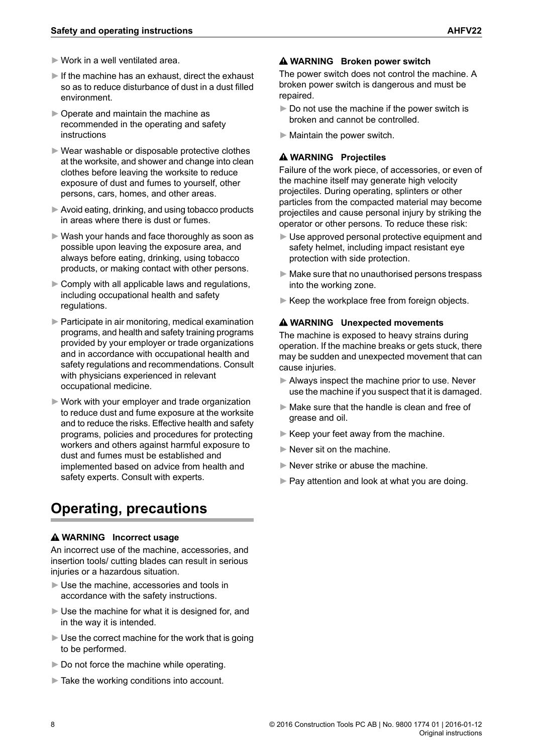- Work in a well ventilated area.
- If the machine has an exhaust, direct the exhaust so as to reduce disturbance of dust in a dust filled environment.
- Operate and maintain the machine as recommended in the operating and safety instructions
- Wear washable or disposable protective clothes at the worksite, and shower and change into clean clothes before leaving the worksite to reduce exposure of dust and fumes to yourself, other persons, cars, homes, and other areas.
- Avoid eating, drinking, and using tobacco products in areas where there is dust or fumes.
- Wash your hands and face thoroughly as soon as possible upon leaving the exposure area, and always before eating, drinking, using tobacco products, or making contact with other persons.
- Comply with all applicable laws and regulations, including occupational health and safety regulations.
- Participate in air monitoring, medical examination programs, and health and safety training programs provided by your employer or trade organizations and in accordance with occupational health and safety regulations and recommendations. Consult with physicians experienced in relevant occupational medicine.
- Work with your employer and trade organization to reduce dust and fume exposure at the worksite and to reduce the risks. Effective health and safety programs, policies and procedures for protecting workers and others against harmful exposure to dust and fumes must be established and implemented based on advice from health and safety experts. Consult with experts.

# Operating, precautions

**⚠ WARNING Incorrect usage**

An incorrect use of the machine, accessories, and insertion tools/ cutting blades can result in serious injuries or a hazardous situation.

- Use the machine, accessories and tools in accordance with the safety instructions.
- Use the machine for what it is designed for, and in the way it is intended.
- Use the correct machine for the work that is going to be performed.
- Do not force the machine while operating.
- Take the working conditions into account.

**⚠ WARNING Broken power switch**

The power switch does not control the machine. A broken power switch is dangerous and must be repaired.

- Do not use the machine if the power switch is broken and cannot be controlled.
- Maintain the power switch.

**⚠ WARNING Projectiles**

Failure of the work piece, of accessories, or even of the machine itself may generate high velocity projectiles. During operating, splinters or other particles from the compacted material may become projectiles and cause personal injury by striking the operator or other persons. To reduce these risk:

- Use approved personal protective equipment and safety helmet, including impact resistant eye protection with side protection.
- Make sure that no unauthorised persons trespass into the working zone.
- Keep the workplace free from foreign objects.

**⚠ WARNING Unexpected movements**

The machine is exposed to heavy strains during operation. If the machine breaks or gets stuck, there may be sudden and unexpected movement that can cause injuries.

- Always inspect the machine prior to use. Never use the machine if you suspect that it is damaged.
- Make sure that the handle is clean and free of grease and oil.
- Keep your feet away from the machine.
- Never sit on the machine.
- Never strike or abuse the machine.
- Pay attention and look at what you are doing.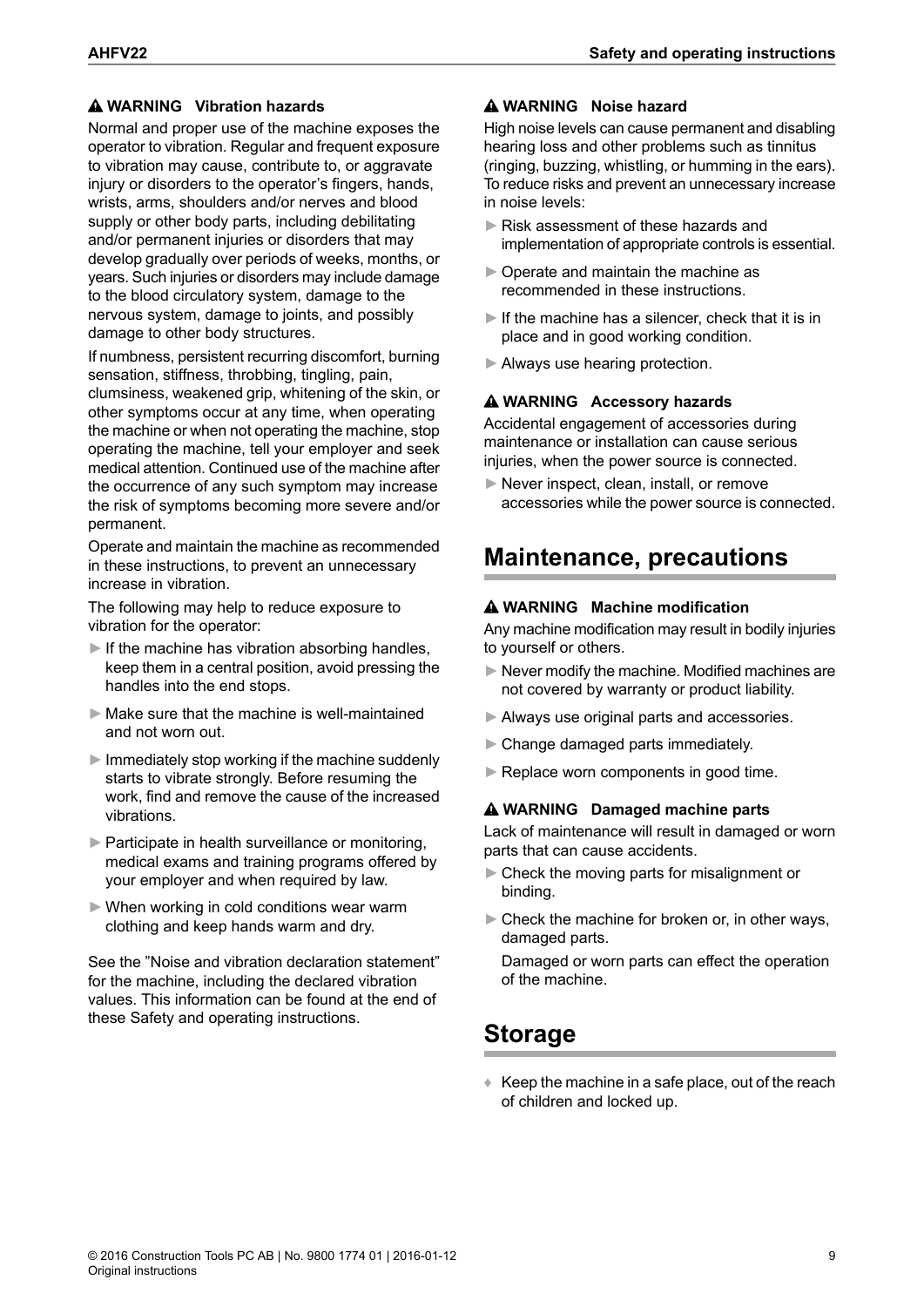**⚠ WARNING Vibration hazards**

Normal and proper use of the machine exposes the operator to vibration. Regular and frequent exposure to vibration may cause, contribute to, or aggravate injury or disorders to the operator's fingers, hands, wrists, arms, shoulders and/or nerves and blood supply or other body parts, including debilitating and/or permanent injuries or disorders that may develop gradually over periods of weeks, months, or years. Such injuries or disorders may include damage to the blood circulatory system, damage to the nervous system, damage to joints, and possibly damage to other body structures.

If numbness, persistent recurring discomfort, burning sensation, stiffness, throbbing, tingling, pain, clumsiness, weakened grip, whitening of the skin, or other symptoms occur at any time, when operating the machine or when not operating the machine, stop operating the machine, tell your employer and seek medical attention. Continued use of the machine after the occurrence of any such symptom may increase the risk of symptoms becoming more severe and/or permanent.

Operate and maintain the machine as recommended in these instructions, to prevent an unnecessary increase in vibration.

The following may help to reduce exposure to vibration for the operator:

- If the machine has vibration absorbing handles, keep them in a central position, avoid pressing the handles into the end stops.
- Make sure that the machine is well-maintained and not worn out.
- Immediately stop working if the machine suddenly starts to vibrate strongly. Before resuming the work, find and remove the cause of the increased vibrations.
- Participate in health surveillance or monitoring, medical exams and training programs offered by your employer and when required by law.
- When working in cold conditions wear warm clothing and keep hands warm and dry.

See the "Noise and vibration declaration statement" for the machine, including the declared vibration values. This information can be found at the end of these Safety and operating instructions.

**⚠ WARNING Noise hazard**

High noise levels can cause permanent and disabling hearing loss and other problems such as tinnitus (ringing, buzzing, whistling, or humming in the ears). To reduce risks and prevent an unnecessary increase in noise levels:

- Risk assessment of these hazards and implementation of appropriate controls is essential.
- Operate and maintain the machine as recommended in these instructions.
- If the machine has a silencer, check that it is in place and in good working condition.
- Always use hearing protection.

**⚠ WARNING Accessory hazards**

Accidental engagement of accessories during maintenance or installation can cause serious injuries, when the power source is connected.

- Never inspect, clean, install, or remove accessories while the power source is connected.

# Maintenance, precautions

**⚠ WARNING Machine modification**

Any machine modification may result in bodily injuries to yourself or others.

- Never modify the machine. Modified machines are not covered by warranty or product liability.
- Always use original parts and accessories.
- Change damaged parts immediately.
- Replace worn components in good time.

**⚠ WARNING Damaged machine parts**

Lack of maintenance will result in damaged or worn parts that can cause accidents.

- Check the moving parts for misalignment or binding.
- Check the machine for broken or, in other ways, damaged parts.

  Damaged or worn parts can effect the operation of the machine.

# Storage

- Keep the machine in a safe place, out of the reach of children and locked up.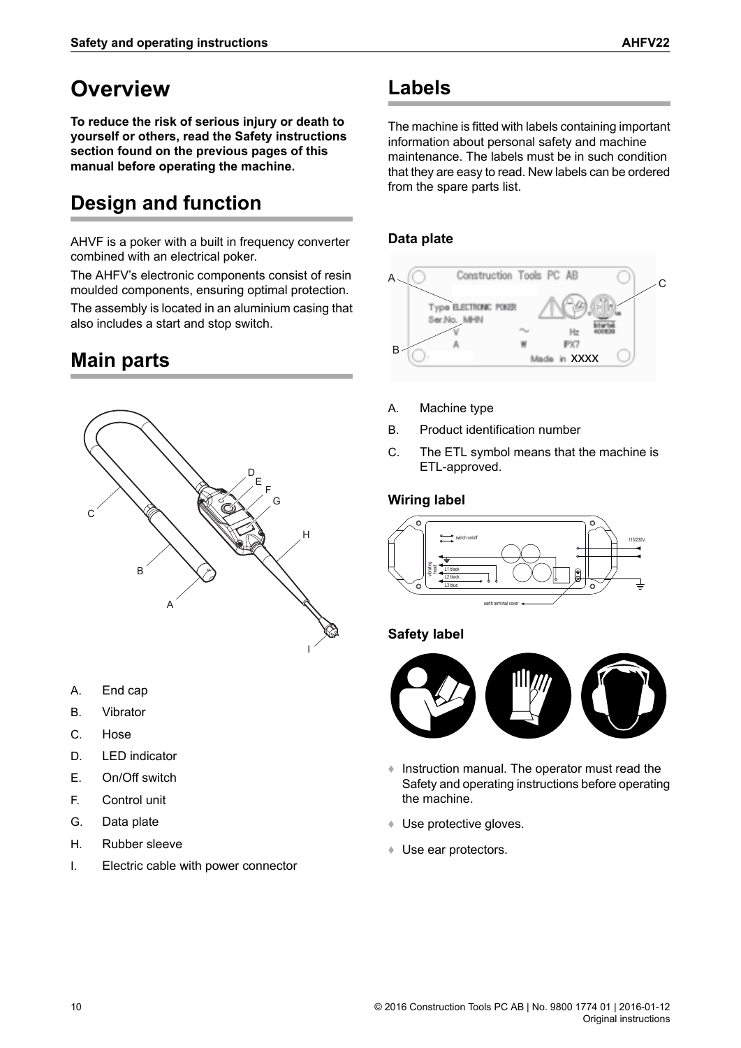# Overview

**To reduce the risk of serious injury or death to yourself or others, read the Safety instructions section found on the previous pages of this manual before operating the machine.**

## Design and function

AHVF is a poker with a built in frequency converter combined with an electrical poker.

The AHFV's electronic components consist of resin moulded components, ensuring optimal protection.

The assembly is located in an aluminium casing that also includes a start and stop switch.

## Main parts

A. End cap
B. Vibrator
C. Hose
D. LED indicator
E. On/Off switch
F. Control unit
G. Data plate
H. Rubber sleeve
I. Electric cable with power connector

## Labels

The machine is fitted with labels containing important information about personal safety and machine maintenance. The labels must be in such condition that they are easy to read. New labels can be ordered from the spare parts list.

### Data plate

A. Machine type
B. Product identification number
C. The ETL symbol means that the machine is ETL-approved.

### Wiring label

### Safety label

- Instruction manual. The operator must read the Safety and operating instructions before operating the machine.
- Use protective gloves.
- Use ear protectors.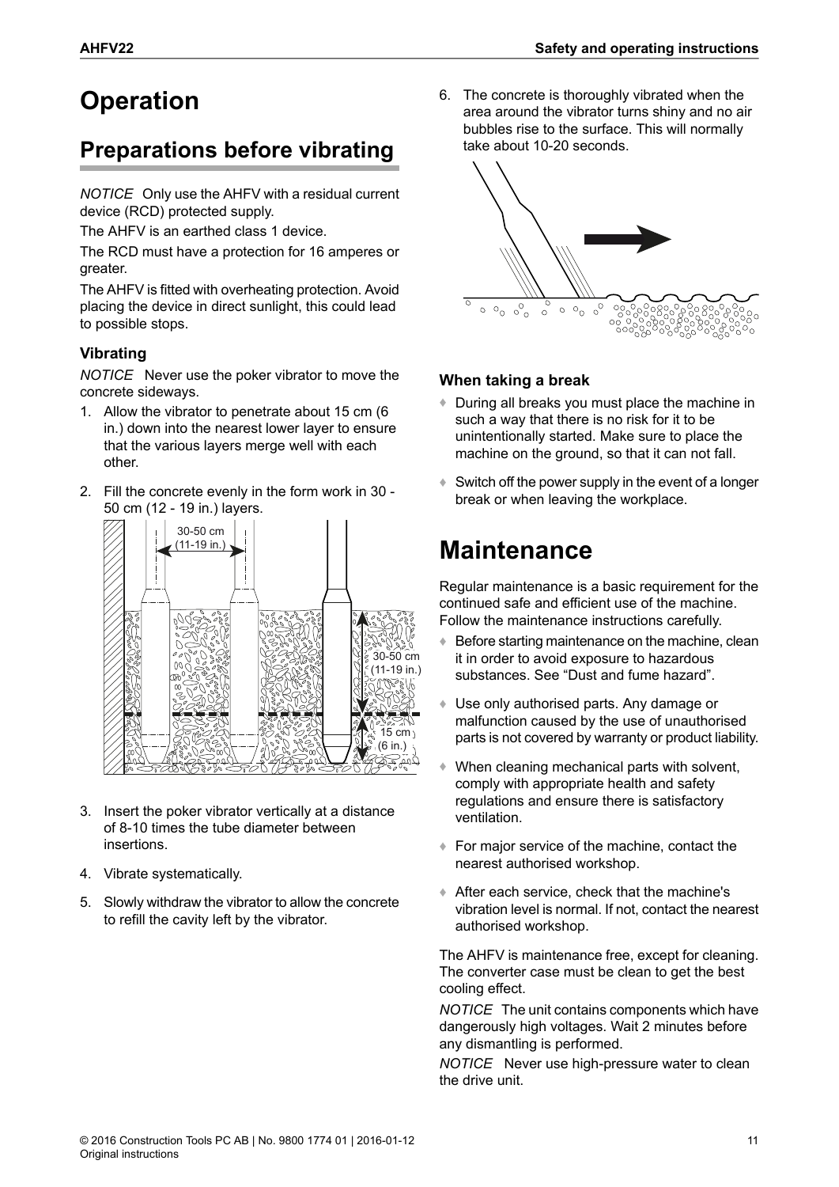# Operation

## Preparations before vibrating

*NOTICE* Only use the AHFV with a residual current device (RCD) protected supply.

The AHFV is an earthed class 1 device.

The RCD must have a protection for 16 amperes or greater.

The AHFV is fitted with overheating protection. Avoid placing the device in direct sunlight, this could lead to possible stops.

### Vibrating

*NOTICE* Never use the poker vibrator to move the concrete sideways.

1. Allow the vibrator to penetrate about 15 cm (6 in.) down into the nearest lower layer to ensure that the various layers merge well with each other.
2. Fill the concrete evenly in the form work in 30 - 50 cm (12 - 19 in.) layers.
3. Insert the poker vibrator vertically at a distance of 8-10 times the tube diameter between insertions.
4. Vibrate systematically.
5. Slowly withdraw the vibrator to allow the concrete to refill the cavity left by the vibrator.
6. The concrete is thoroughly vibrated when the area around the vibrator turns shiny and no air bubbles rise to the surface. This will normally take about 10-20 seconds.

### When taking a break

- During all breaks you must place the machine in such a way that there is no risk for it to be unintentionally started. Make sure to place the machine on the ground, so that it can not fall.
- Switch off the power supply in the event of a longer break or when leaving the workplace.

# Maintenance

Regular maintenance is a basic requirement for the continued safe and efficient use of the machine. Follow the maintenance instructions carefully.

- Before starting maintenance on the machine, clean it in order to avoid exposure to hazardous substances. See “Dust and fume hazard”.
- Use only authorised parts. Any damage or malfunction caused by the use of unauthorised parts is not covered by warranty or product liability.
- When cleaning mechanical parts with solvent, comply with appropriate health and safety regulations and ensure there is satisfactory ventilation.
- For major service of the machine, contact the nearest authorised workshop.
- After each service, check that the machine's vibration level is normal. If not, contact the nearest authorised workshop.

The AHFV is maintenance free, except for cleaning. The converter case must be clean to get the best cooling effect.

*NOTICE* The unit contains components which have dangerously high voltages. Wait 2 minutes before any dismantling is performed.

*NOTICE* Never use high-pressure water to clean the drive unit.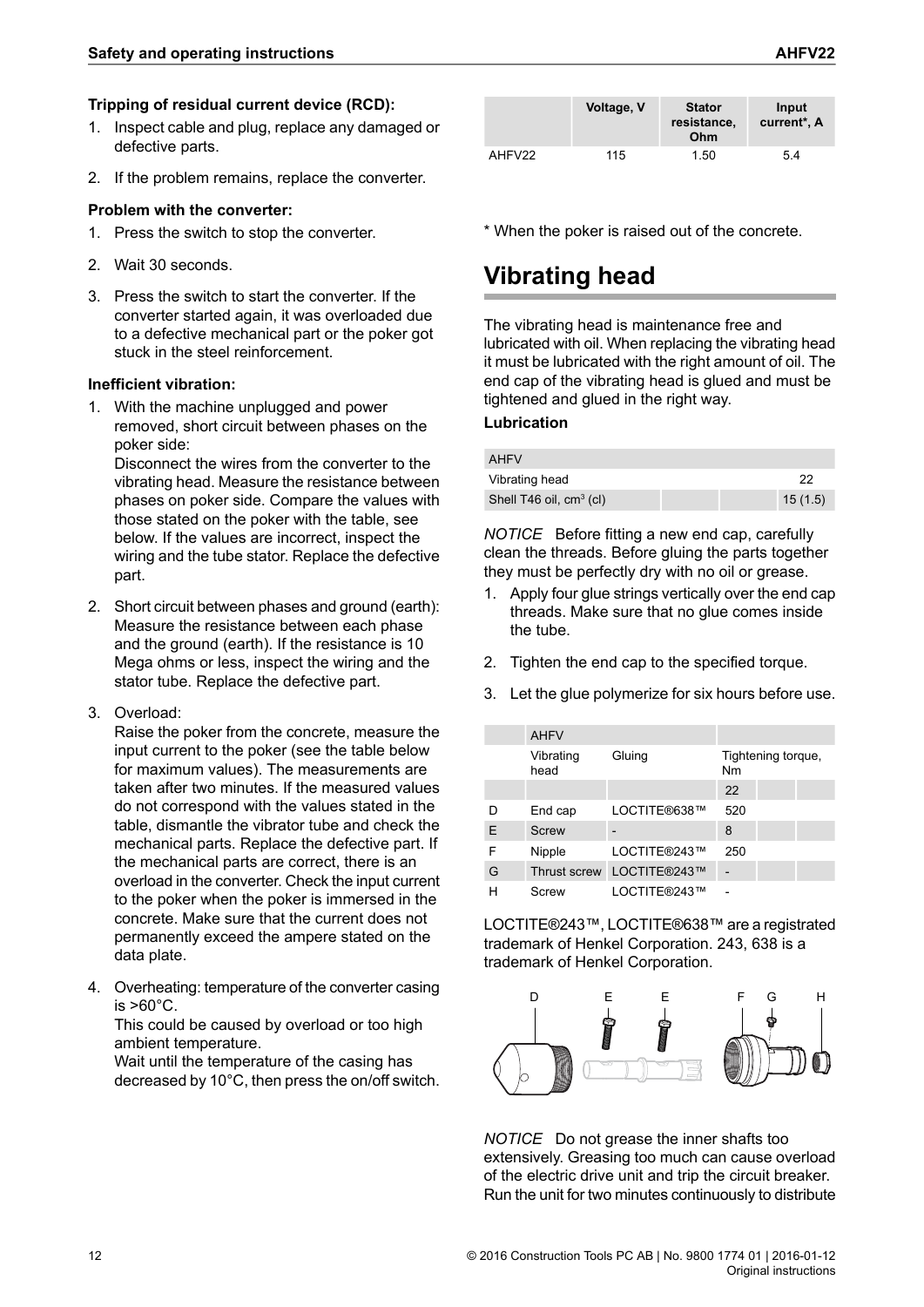**Tripping of residual current device (RCD):**

1. Inspect cable and plug, replace any damaged or defective parts.
2. If the problem remains, replace the converter.

**Problem with the converter:**

1. Press the switch to stop the converter.
2. Wait 30 seconds.
3. Press the switch to start the converter. If the converter started again, it was overloaded due to a defective mechanical part or the poker got stuck in the steel reinforcement.

**Inefficient vibration:**

1. With the machine unplugged and power removed, short circuit between phases on the poker side:
   Disconnect the wires from the converter to the vibrating head. Measure the resistance between phases on poker side. Compare the values with those stated on the poker with the table, see below. If the values are incorrect, inspect the wiring and the tube stator. Replace the defective part.
2. Short circuit between phases and ground (earth): Measure the resistance between each phase and the ground (earth). If the resistance is 10 Mega ohms or less, inspect the wiring and the stator tube. Replace the defective part.
3. Overload:
   Raise the poker from the concrete, measure the input current to the poker (see the table below for maximum values). The measurements are taken after two minutes. If the measured values do not correspond with the values stated in the table, dismantle the vibrator tube and check the mechanical parts. Replace the defective part. If the mechanical parts are correct, there is an overload in the converter. Check the input current to the poker when the poker is immersed in the concrete. Make sure that the current does not permanently exceed the ampere stated on the data plate.
4. Overheating: temperature of the converter casing is >60°C.
   This could be caused by overload or too high ambient temperature.
   Wait until the temperature of the casing has decreased by 10°C, then press the on/off switch.

| | Voltage, V | Stator resistance, Ohm | Input current*, A |
|---|---|---|---|
| AHFV22 | 115 | 1.50 | 5.4 |

\* When the poker is raised out of the concrete.

# Vibrating head

The vibrating head is maintenance free and lubricated with oil. When replacing the vibrating head it must be lubricated with the right amount of oil. The end cap of the vibrating head is glued and must be tightened and glued in the right way.

**Lubrication**

| AHFV | | | |
|---|---|---|---|
| Vibrating head | | | 22 |
| Shell T46 oil, cm³ (cl) | | | 15 (1.5) |

*NOTICE* Before fitting a new end cap, carefully clean the threads. Before gluing the parts together they must be perfectly dry with no oil or grease.

1. Apply four glue strings vertically over the end cap threads. Make sure that no glue comes inside the tube.
2. Tighten the end cap to the specified torque.
3. Let the glue polymerize for six hours before use.

| | AHFV | | | | |
|---|---|---|---|---|---|
| | Vibrating head | Gluing | Tightening torque, Nm | | |
| | | | 22 | | |
| D | End cap | LOCTITE®638™ | 520 | | |
| E | Screw | - | 8 | | |
| F | Nipple | LOCTITE®243™ | 250 | | |
| G | Thrust screw | LOCTITE®243™ | - | | |
| H | Screw | LOCTITE®243™ | - | | |

LOCTITE®243™, LOCTITE®638™ are a registrated trademark of Henkel Corporation. 243, 638 is a trademark of Henkel Corporation.

D E E F G H

*NOTICE* Do not grease the inner shafts too extensively. Greasing too much can cause overload of the electric drive unit and trip the circuit breaker. Run the unit for two minutes continuously to distribute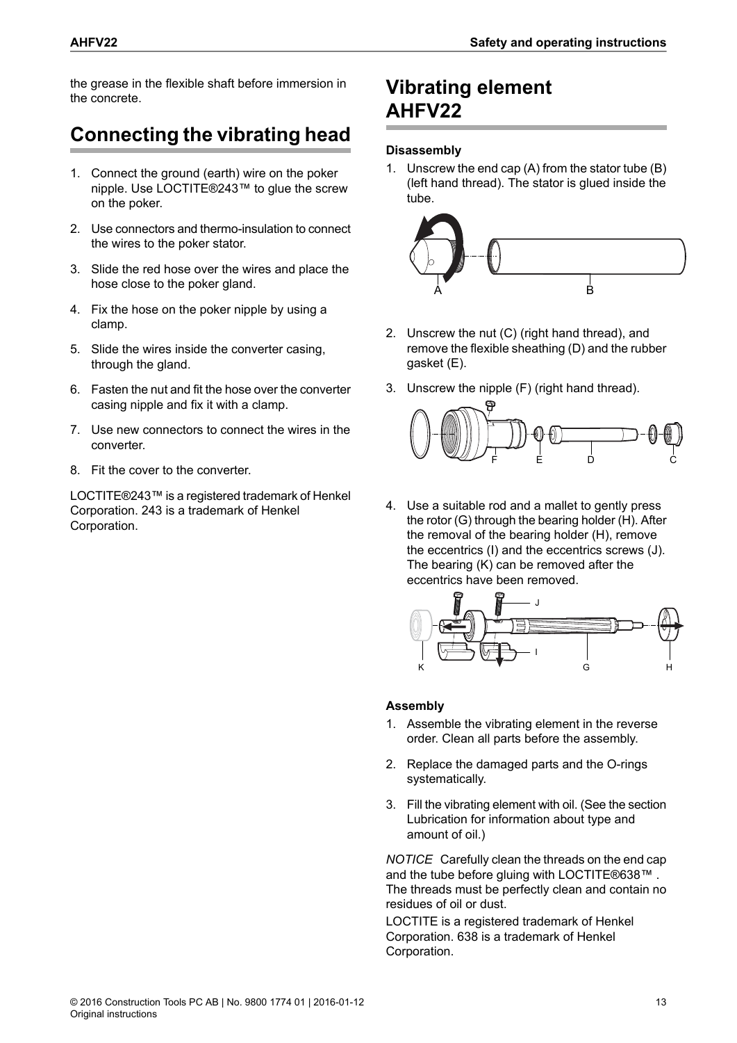the grease in the flexible shaft before immersion in the concrete.

## Connecting the vibrating head

1. Connect the ground (earth) wire on the poker nipple. Use LOCTITE®243™ to glue the screw on the poker.
2. Use connectors and thermo-insulation to connect the wires to the poker stator.
3. Slide the red hose over the wires and place the hose close to the poker gland.
4. Fix the hose on the poker nipple by using a clamp.
5. Slide the wires inside the converter casing, through the gland.
6. Fasten the nut and fit the hose over the converter casing nipple and fix it with a clamp.
7. Use new connectors to connect the wires in the converter.
8. Fit the cover to the converter.

LOCTITE®243™ is a registered trademark of Henkel Corporation. 243 is a trademark of Henkel Corporation.

## Vibrating element AHFV22

### Disassembly

1. Unscrew the end cap (A) from the stator tube (B) (left hand thread). The stator is glued inside the tube.
2. Unscrew the nut (C) (right hand thread), and remove the flexible sheathing (D) and the rubber gasket (E).
3. Unscrew the nipple (F) (right hand thread).
4. Use a suitable rod and a mallet to gently press the rotor (G) through the bearing holder (H). After the removal of the bearing holder (H), remove the eccentrics (I) and the eccentrics screws (J). The bearing (K) can be removed after the eccentrics have been removed.

### Assembly

1. Assemble the vibrating element in the reverse order. Clean all parts before the assembly.
2. Replace the damaged parts and the O-rings systematically.
3. Fill the vibrating element with oil. (See the section Lubrication for information about type and amount of oil.)

*NOTICE* Carefully clean the threads on the end cap and the tube before gluing with LOCTITE®638™ . The threads must be perfectly clean and contain no residues of oil or dust.

LOCTITE is a registered trademark of Henkel Corporation. 638 is a trademark of Henkel Corporation.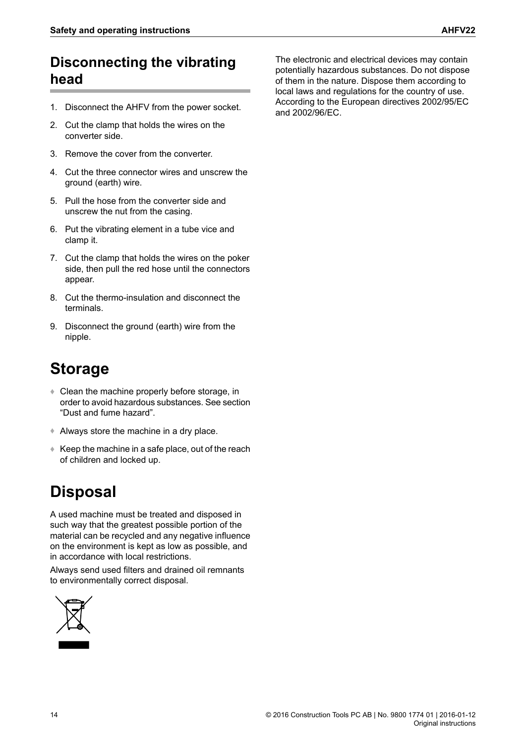# Disconnecting the vibrating head

1. Disconnect the AHFV from the power socket.
2. Cut the clamp that holds the wires on the converter side.
3. Remove the cover from the converter.
4. Cut the three connector wires and unscrew the ground (earth) wire.
5. Pull the hose from the converter side and unscrew the nut from the casing.
6. Put the vibrating element in a tube vice and clamp it.
7. Cut the clamp that holds the wires on the poker side, then pull the red hose until the connectors appear.
8. Cut the thermo-insulation and disconnect the terminals.
9. Disconnect the ground (earth) wire from the nipple.

# Storage

- Clean the machine properly before storage, in order to avoid hazardous substances. See section "Dust and fume hazard".
- Always store the machine in a dry place.
- Keep the machine in a safe place, out of the reach of children and locked up.

# Disposal

A used machine must be treated and disposed in such way that the greatest possible portion of the material can be recycled and any negative influence on the environment is kept as low as possible, and in accordance with local restrictions.

Always send used filters and drained oil remnants to environmentally correct disposal.

The electronic and electrical devices may contain potentially hazardous substances. Do not dispose of them in the nature. Dispose them according to local laws and regulations for the country of use. According to the European directives 2002/95/EC and 2002/96/EC.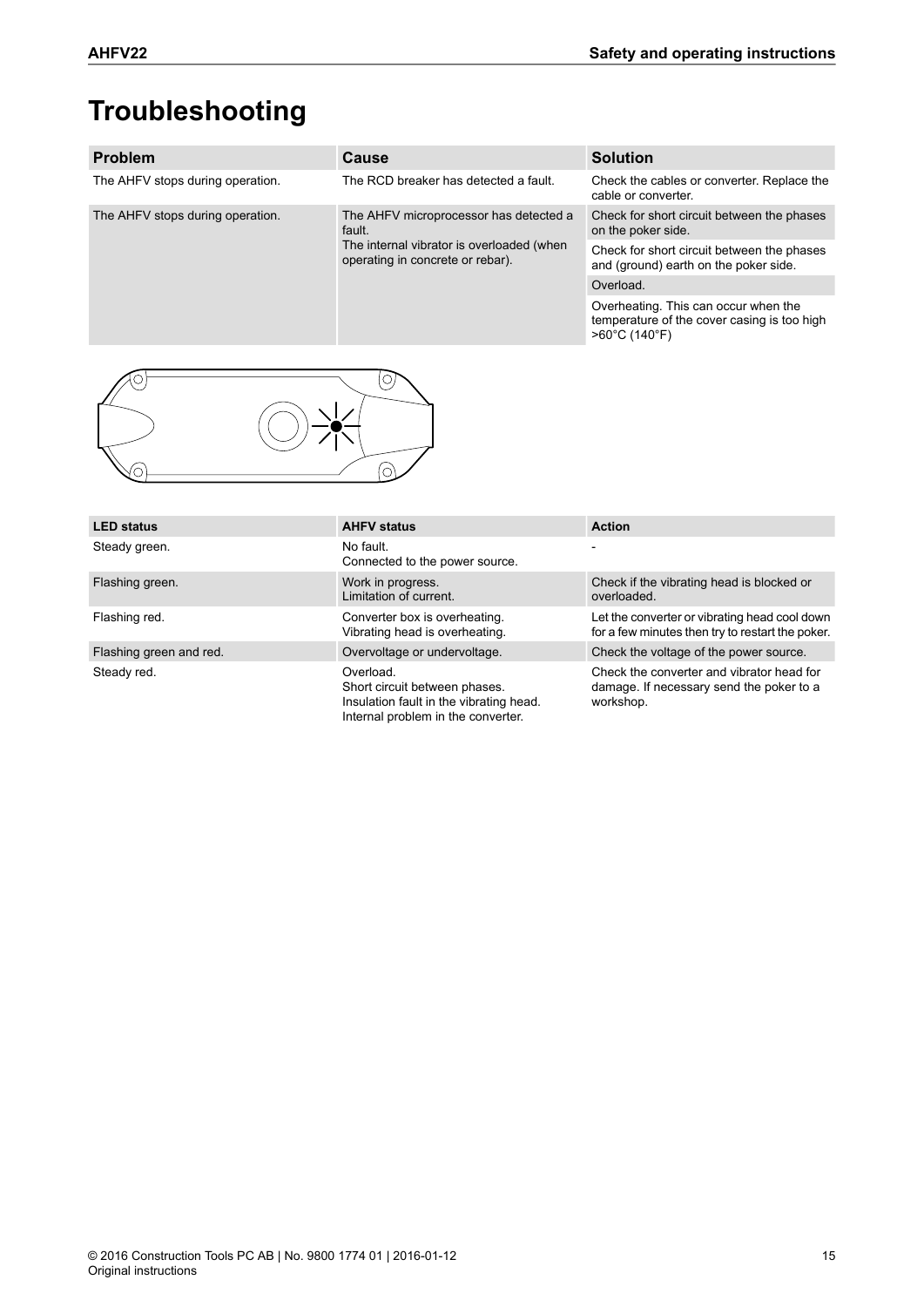# Troubleshooting

| Problem | Cause | Solution |
|---|---|---|
| The AHFV stops during operation. | The RCD breaker has detected a fault. | Check the cables or converter. Replace the cable or converter. |
| The AHFV stops during operation. | The AHFV microprocessor has detected a fault.<br>The internal vibrator is overloaded (when operating in concrete or rebar). | Check for short circuit between the phases on the poker side. |
| | | Check for short circuit between the phases and (ground) earth on the poker side. |
| | | Overload. |
| | | Overheating. This can occur when the temperature of the cover casing is too high >60°C (140°F) |

| LED status | AHFV status | Action |
|---|---|---|
| Steady green. | No fault.<br>Connected to the power source. | - |
| Flashing green. | Work in progress.<br>Limitation of current. | Check if the vibrating head is blocked or overloaded. |
| Flashing red. | Converter box is overheating.<br>Vibrating head is overheating. | Let the converter or vibrating head cool down for a few minutes then try to restart the poker. |
| Flashing green and red. | Overvoltage or undervoltage. | Check the voltage of the power source. |
| Steady red. | Overload.<br>Short circuit between phases.<br>Insulation fault in the vibrating head.<br>Internal problem in the converter. | Check the converter and vibrator head for damage. If necessary send the poker to a workshop. |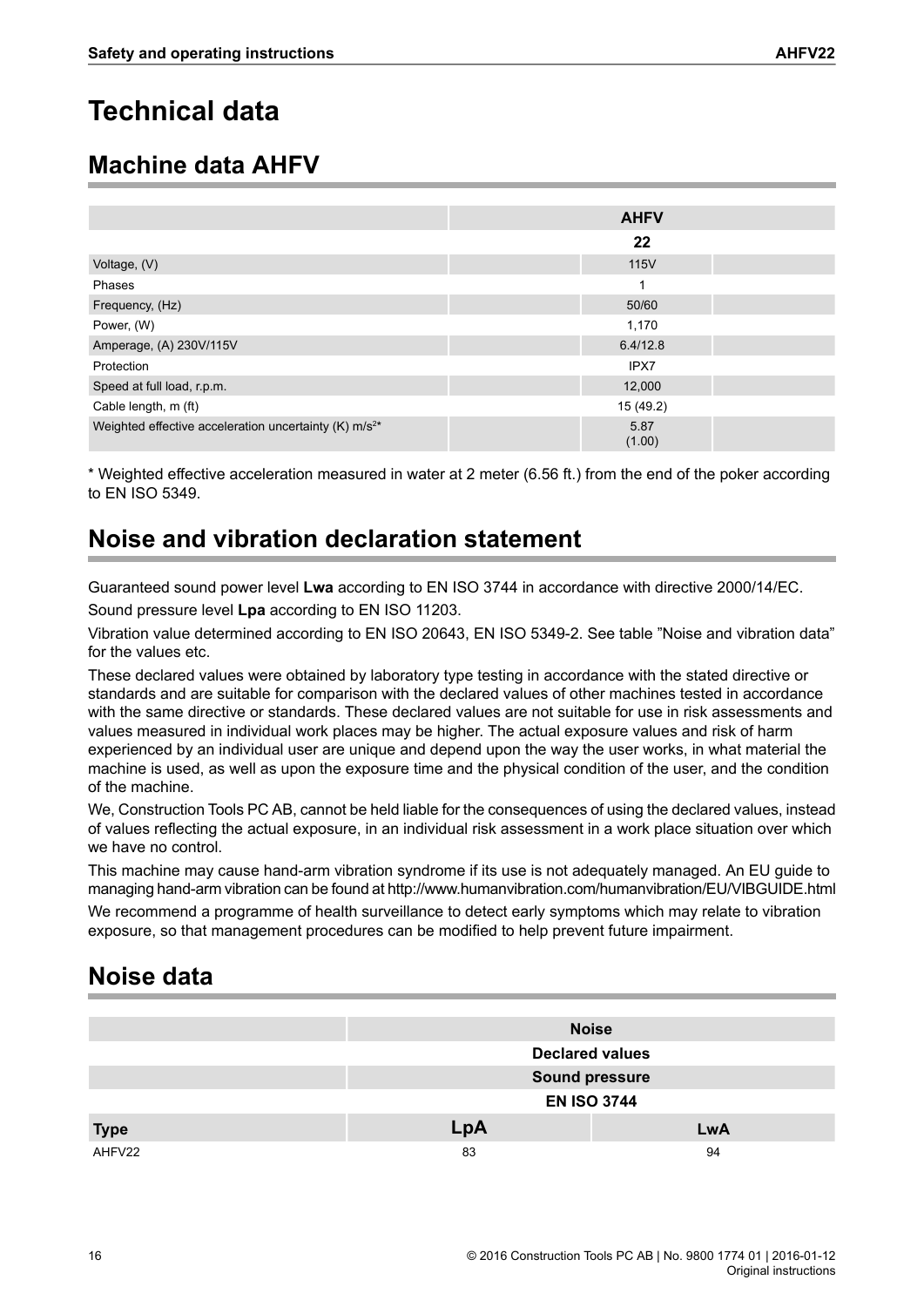# Technical data

## Machine data AHFV

| | AHFV |
|---|---|
| | **22** |
| Voltage, (V) | 115V |
| Phases | 1 |
| Frequency, (Hz) | 50/60 |
| Power, (W) | 1,170 |
| Amperage, (A) 230V/115V | 6.4/12.8 |
| Protection | IPX7 |
| Speed at full load, r.p.m. | 12,000 |
| Cable length, m (ft) | 15 (49.2) |
| Weighted effective acceleration uncertainty (K) $m/s^2$* | 5.87 (1.00) |

* Weighted effective acceleration measured in water at 2 meter (6.56 ft.) from the end of the poker according to EN ISO 5349.

## Noise and vibration declaration statement

Guaranteed sound power level **Lwa** according to EN ISO 3744 in accordance with directive 2000/14/EC.

Sound pressure level **Lpa** according to EN ISO 11203.

Vibration value determined according to EN ISO 20643, EN ISO 5349-2. See table "Noise and vibration data" for the values etc.

These declared values were obtained by laboratory type testing in accordance with the stated directive or standards and are suitable for comparison with the declared values of other machines tested in accordance with the same directive or standards. These declared values are not suitable for use in risk assessments and values measured in individual work places may be higher. The actual exposure values and risk of harm experienced by an individual user are unique and depend upon the way the user works, in what material the machine is used, as well as upon the exposure time and the physical condition of the user, and the condition of the machine.

We, Construction Tools PC AB, cannot be held liable for the consequences of using the declared values, instead of values reflecting the actual exposure, in an individual risk assessment in a work place situation over which we have no control.

This machine may cause hand-arm vibration syndrome if its use is not adequately managed. An EU guide to managing hand-arm vibration can be found at http://www.humanvibration.com/humanvibration/EU/VIBGUIDE.html

We recommend a programme of health surveillance to detect early symptoms which may relate to vibration exposure, so that management procedures can be modified to help prevent future impairment.

## Noise data

| | Noise | |
|---|---|---|
| | Declared values | |
| | Sound pressure | |
| | EN ISO 3744 | |
| **Type** | **LpA** | **LwA** |
| AHFV22 | 83 | 94 |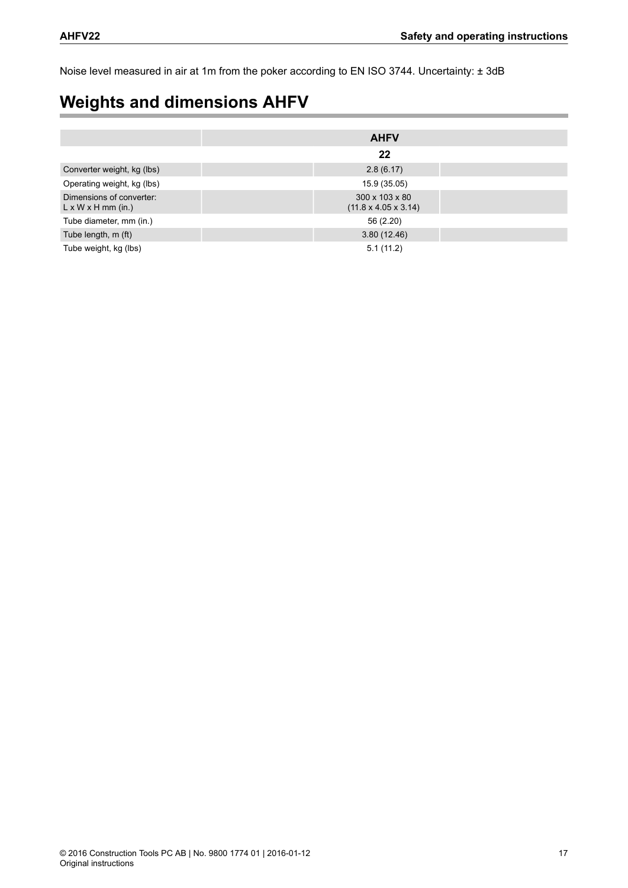Noise level measured in air at 1m from the poker according to EN ISO 3744. Uncertainty: ± 3dB

## Weights and dimensions AHFV

| | AHFV |
|---|---|
| | 22 |
| Converter weight, kg (lbs) | 2.8 (6.17) |
| Operating weight, kg (lbs) | 15.9 (35.05) |
| Dimensions of converter: L x W x H mm (in.) | 300 x 103 x 80 (11.8 x 4.05 x 3.14) |
| Tube diameter, mm (in.) | 56 (2.20) |
| Tube length, m (ft) | 3.80 (12.46) |
| Tube weight, kg (lbs) | 5.1 (11.2) |

© 2016 Construction Tools PC AB | No. 9800 1774 01 | 2016-01-12
Original instructions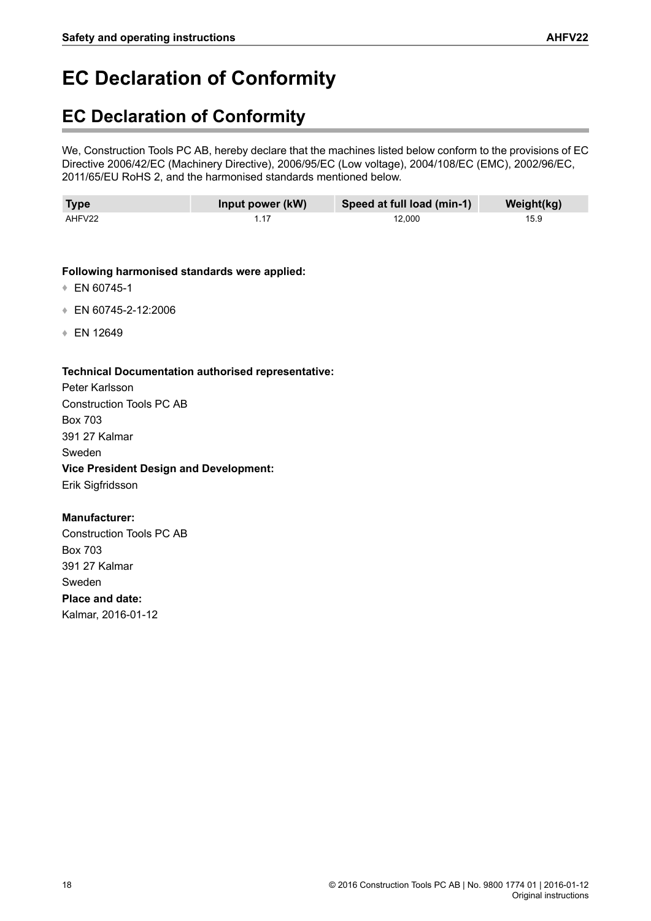# EC Declaration of Conformity

## EC Declaration of Conformity

We, Construction Tools PC AB, hereby declare that the machines listed below conform to the provisions of EC Directive 2006/42/EC (Machinery Directive), 2006/95/EC (Low voltage), 2004/108/EC (EMC), 2002/96/EC, 2011/65/EU RoHS 2, and the harmonised standards mentioned below.

| Type | Input power (kW) | Speed at full load (min-1) | Weight(kg) |
| --- | --- | --- | --- |
| AHFV22 | 1.17 | 12,000 | 15.9 |

**Following harmonised standards were applied:**

- EN 60745-1
- EN 60745-2-12:2006
- EN 12649

**Technical Documentation authorised representative:**

Peter Karlsson
Construction Tools PC AB
Box 703
391 27 Kalmar
Sweden

**Vice President Design and Development:**

Erik Sigfridsson

**Manufacturer:**

Construction Tools PC AB
Box 703
391 27 Kalmar
Sweden

**Place and date:**

Kalmar, 2016-01-12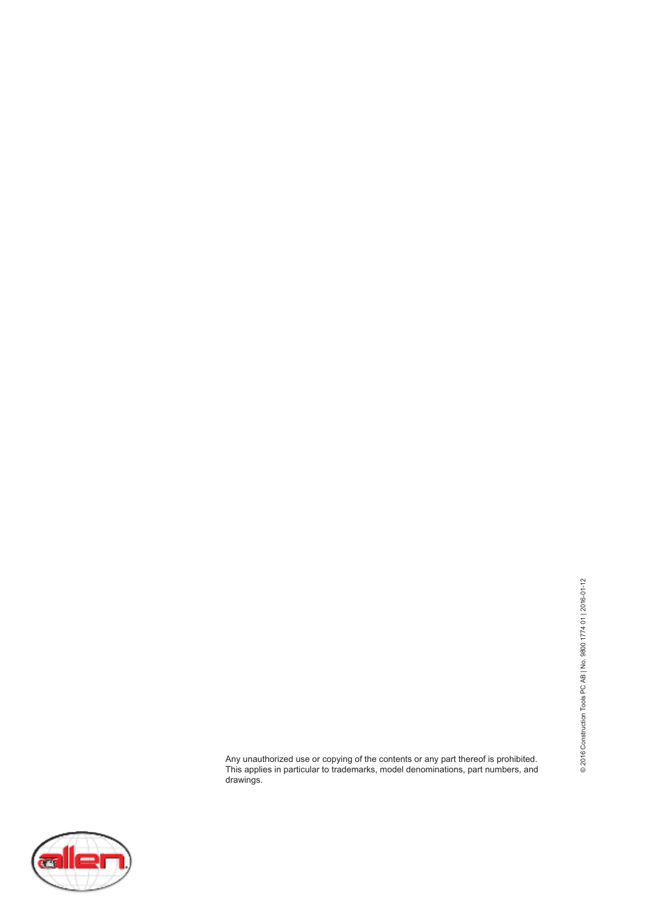Any unauthorized use or copying of the contents or any part thereof is prohibited. This applies in particular to trademarks, model denominations, part numbers, and drawings.

© 2016 Construction Tools PC AB | No. 9800 1774 01 | 2016-01-12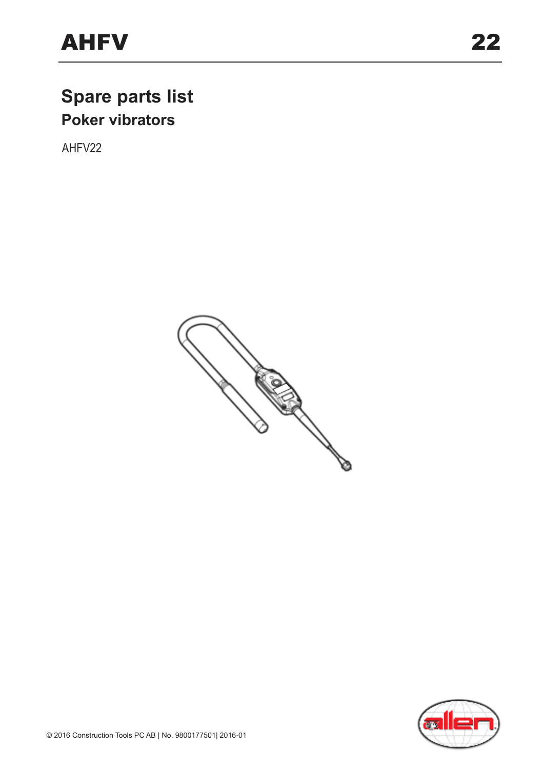# AHFV 22

## Spare parts list

### Poker vibrators

AHFV22

© 2016 Construction Tools PC AB | No. 9800177501| 2016-01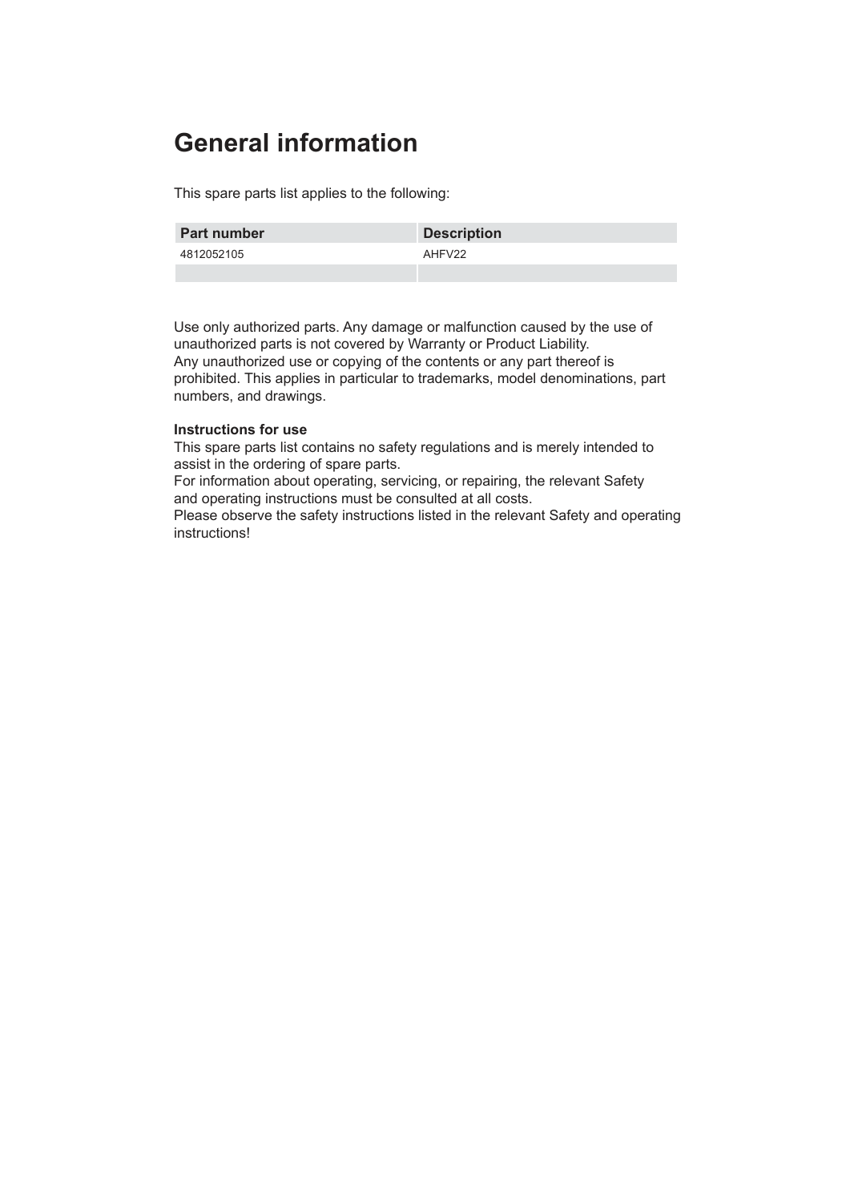# General information

This spare parts list applies to the following:

| Part number | Description |
| --- | --- |
| 4812052105 | AHFV22 |
| | |

Use only authorized parts. Any damage or malfunction caused by the use of unauthorized parts is not covered by Warranty or Product Liability.
Any unauthorized use or copying of the contents or any part thereof is prohibited. This applies in particular to trademarks, model denominations, part numbers, and drawings.

**Instructions for use**
This spare parts list contains no safety regulations and is merely intended to assist in the ordering of spare parts.
For information about operating, servicing, or repairing, the relevant Safety and operating instructions must be consulted at all costs.
Please observe the safety instructions listed in the relevant Safety and operating instructions!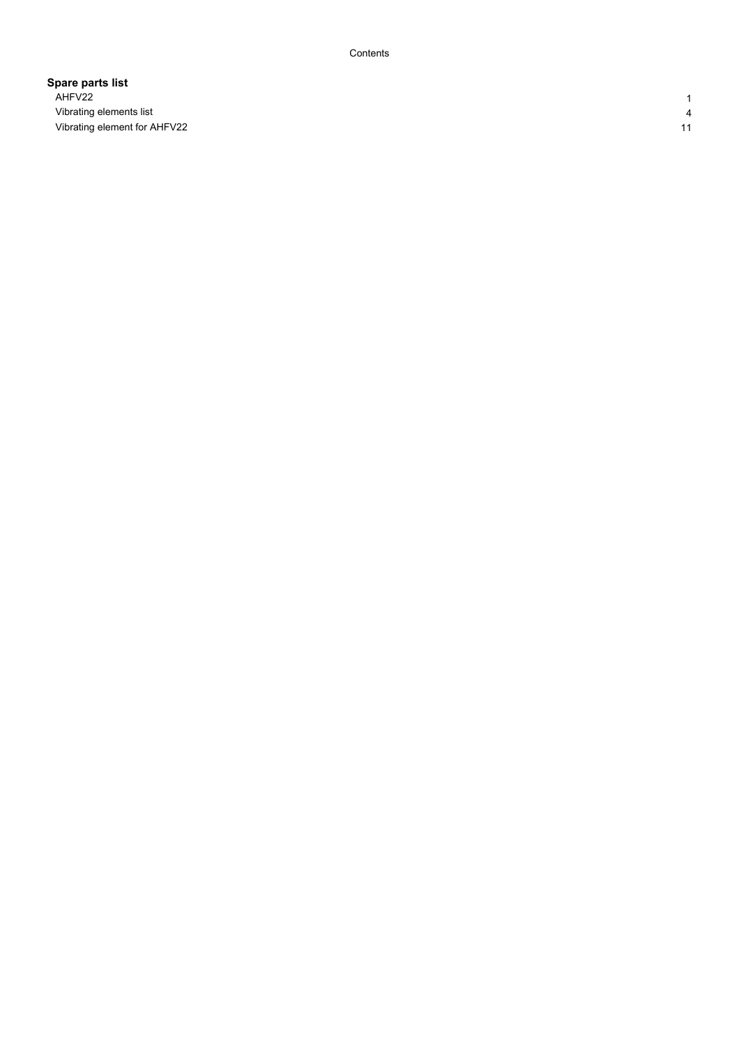Contents

**Spare parts list**

| | |
|---|---|
| AHFV22 | 1 |
| Vibrating elements list | 4 |
| Vibrating element for AHFV22 | 11 |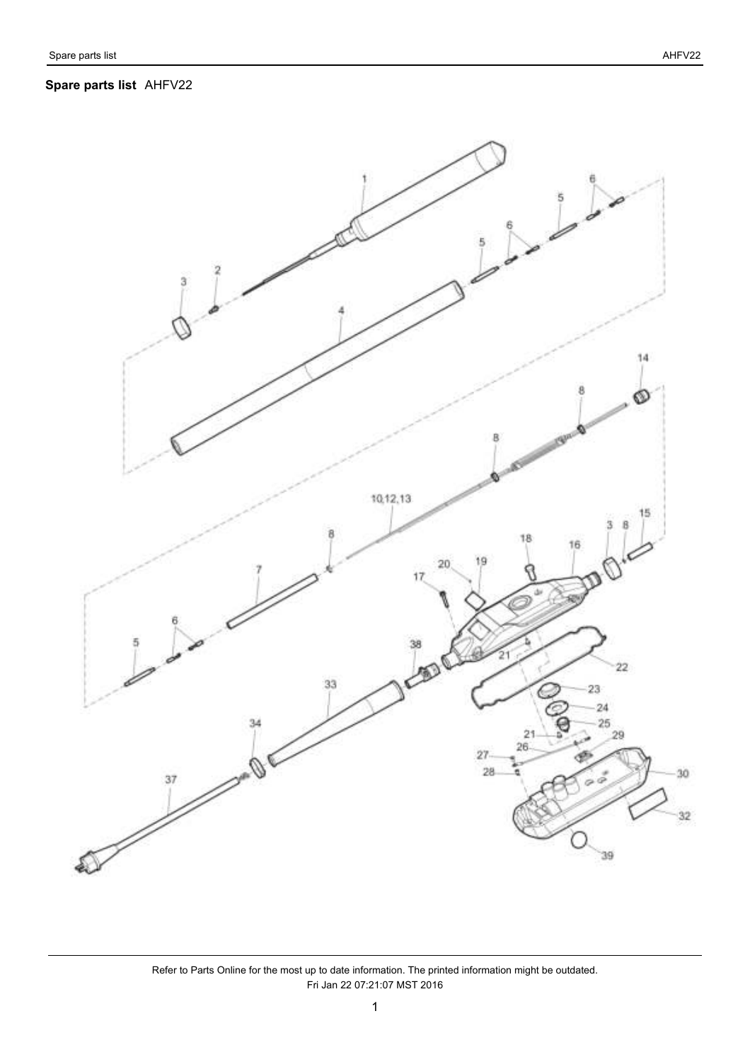**Spare parts list** AHFV22

1 2 3 4 5 6 7 8 10,12,13 14 15 16 17 18 19 20 21 22 23 24 25 26 27 28 29 30 32 33 34 37 38 39

Refer to Parts Online for the most up to date information. The printed information might be outdated.
Fri Jan 22 07:21:07 MST 2016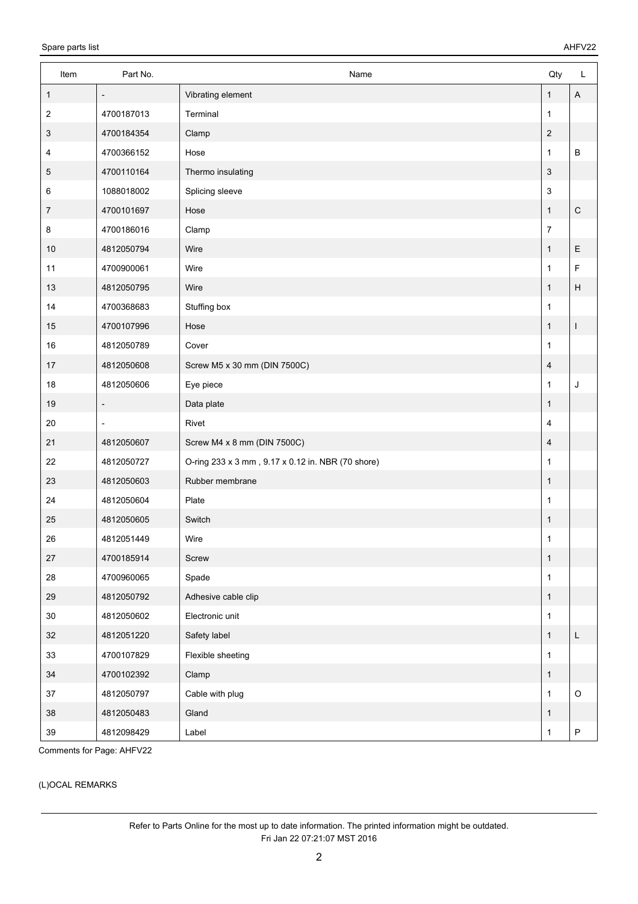| Item | Part No. | Name | Qty | L |
|---|---|---|---|---|
| 1 | - | Vibrating element | 1 | A |
| 2 | 4700187013 | Terminal | 1 | |
| 3 | 4700184354 | Clamp | 2 | |
| 4 | 4700366152 | Hose | 1 | B |
| 5 | 4700110164 | Thermo insulating | 3 | |
| 6 | 1088018002 | Splicing sleeve | 3 | |
| 7 | 4700101697 | Hose | 1 | C |
| 8 | 4700186016 | Clamp | 7 | |
| 10 | 4812050794 | Wire | 1 | E |
| 11 | 4700900061 | Wire | 1 | F |
| 13 | 4812050795 | Wire | 1 | H |
| 14 | 4700368683 | Stuffing box | 1 | |
| 15 | 4700107996 | Hose | 1 | I |
| 16 | 4812050789 | Cover | 1 | |
| 17 | 4812050608 | Screw M5 x 30 mm (DIN 7500C) | 4 | |
| 18 | 4812050606 | Eye piece | 1 | J |
| 19 | - | Data plate | 1 | |
| 20 | - | Rivet | 4 | |
| 21 | 4812050607 | Screw M4 x 8 mm (DIN 7500C) | 4 | |
| 22 | 4812050727 | O-ring 233 x 3 mm , 9.17 x 0.12 in. NBR (70 shore) | 1 | |
| 23 | 4812050603 | Rubber membrane | 1 | |
| 24 | 4812050604 | Plate | 1 | |
| 25 | 4812050605 | Switch | 1 | |
| 26 | 4812051449 | Wire | 1 | |
| 27 | 4700185914 | Screw | 1 | |
| 28 | 4700960065 | Spade | 1 | |
| 29 | 4812050792 | Adhesive cable clip | 1 | |
| 30 | 4812050602 | Electronic unit | 1 | |
| 32 | 4812051220 | Safety label | 1 | L |
| 33 | 4700107829 | Flexible sheeting | 1 | |
| 34 | 4700102392 | Clamp | 1 | |
| 37 | 4812050797 | Cable with plug | 1 | O |
| 38 | 4812050483 | Gland | 1 | |
| 39 | 4812098429 | Label | 1 | P |

Comments for Page: AHFV22

(L)OCAL REMARKS

Refer to Parts Online for the most up to date information. The printed information might be outdated.
Fri Jan 22 07:21:07 MST 2016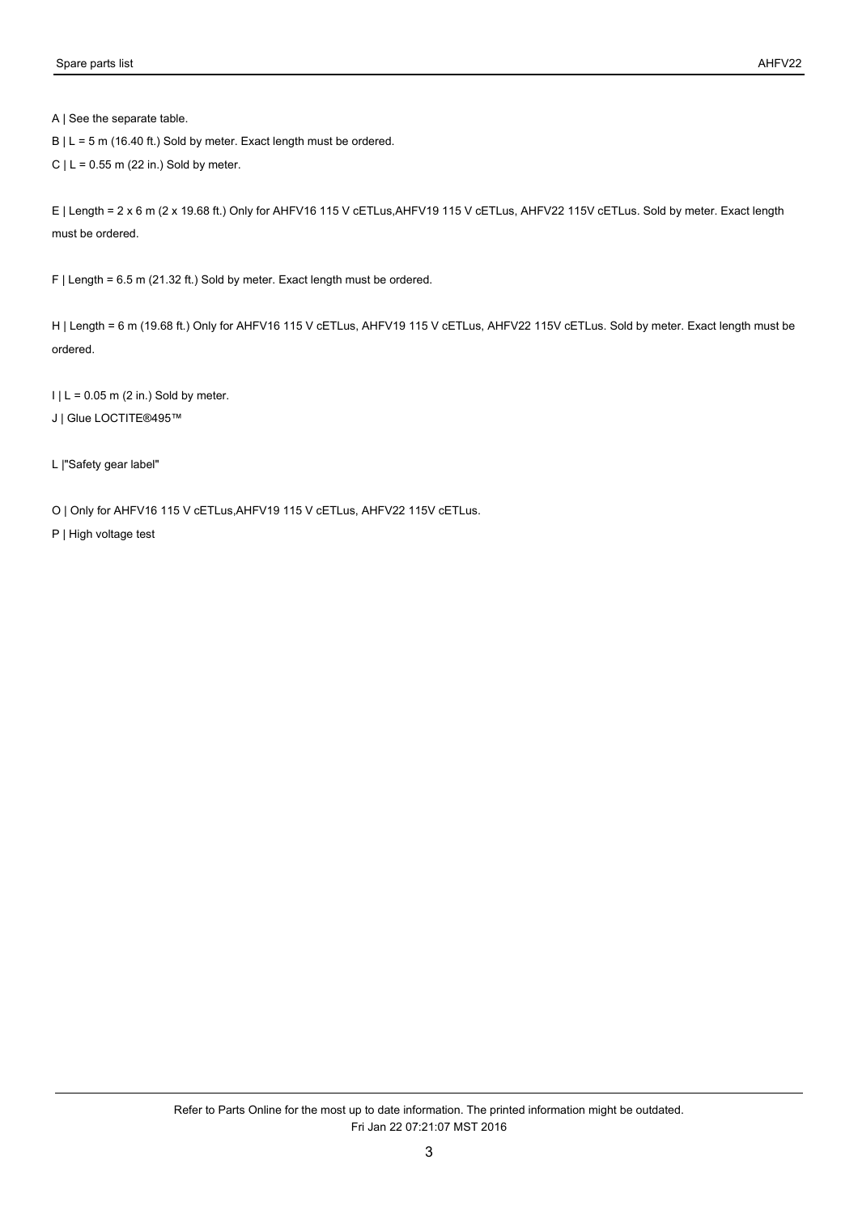A | See the separate table.

B | L = 5 m (16.40 ft.) Sold by meter. Exact length must be ordered.

C | L = 0.55 m (22 in.) Sold by meter.

E | Length = 2 x 6 m (2 x 19.68 ft.) Only for AHFV16 115 V cETLus,AHFV19 115 V cETLus, AHFV22 115V cETLus. Sold by meter. Exact length must be ordered.

F | Length = 6.5 m (21.32 ft.) Sold by meter. Exact length must be ordered.

H | Length = 6 m (19.68 ft.) Only for AHFV16 115 V cETLus, AHFV19 115 V cETLus, AHFV22 115V cETLus. Sold by meter. Exact length must be ordered.

I | L = 0.05 m (2 in.) Sold by meter.

J | Glue LOCTITE®495™

L |"Safety gear label"

O | Only for AHFV16 115 V cETLus,AHFV19 115 V cETLus, AHFV22 115V cETLus.

P | High voltage test

Refer to Parts Online for the most up to date information. The printed information might be outdated.
Fri Jan 22 07:21:07 MST 2016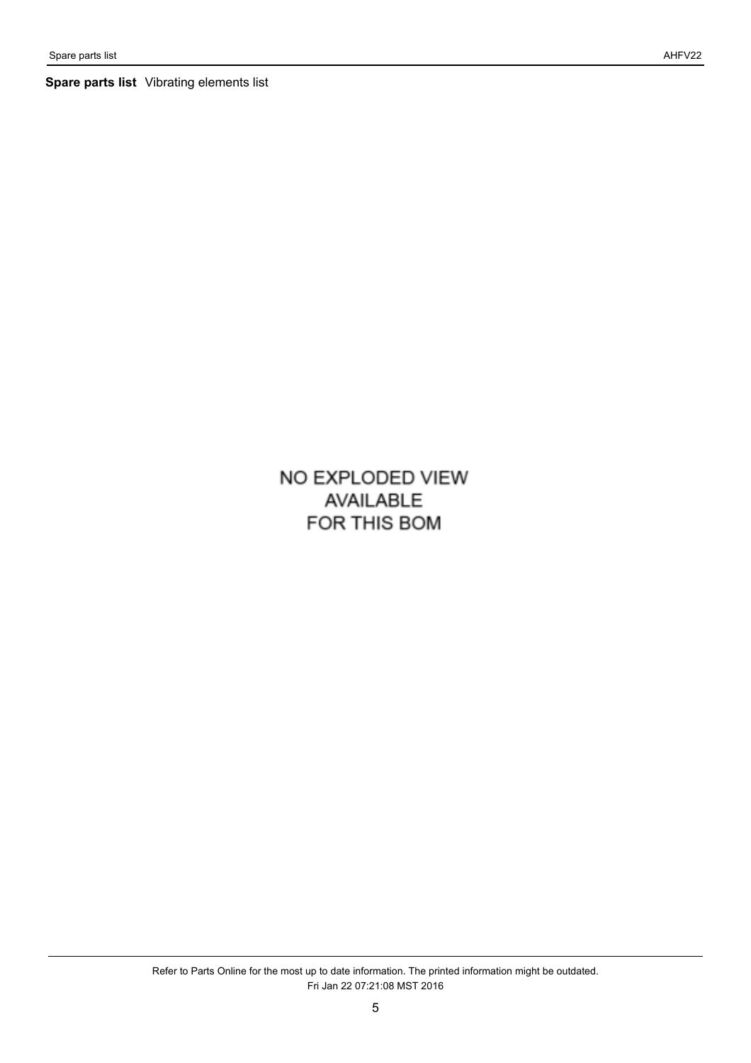**Spare parts list** Vibrating elements list

NO EXPLODED VIEW
AVAILABLE
FOR THIS BOM

Refer to Parts Online for the most up to date information. The printed information might be outdated.
Fri Jan 22 07:21:08 MST 2016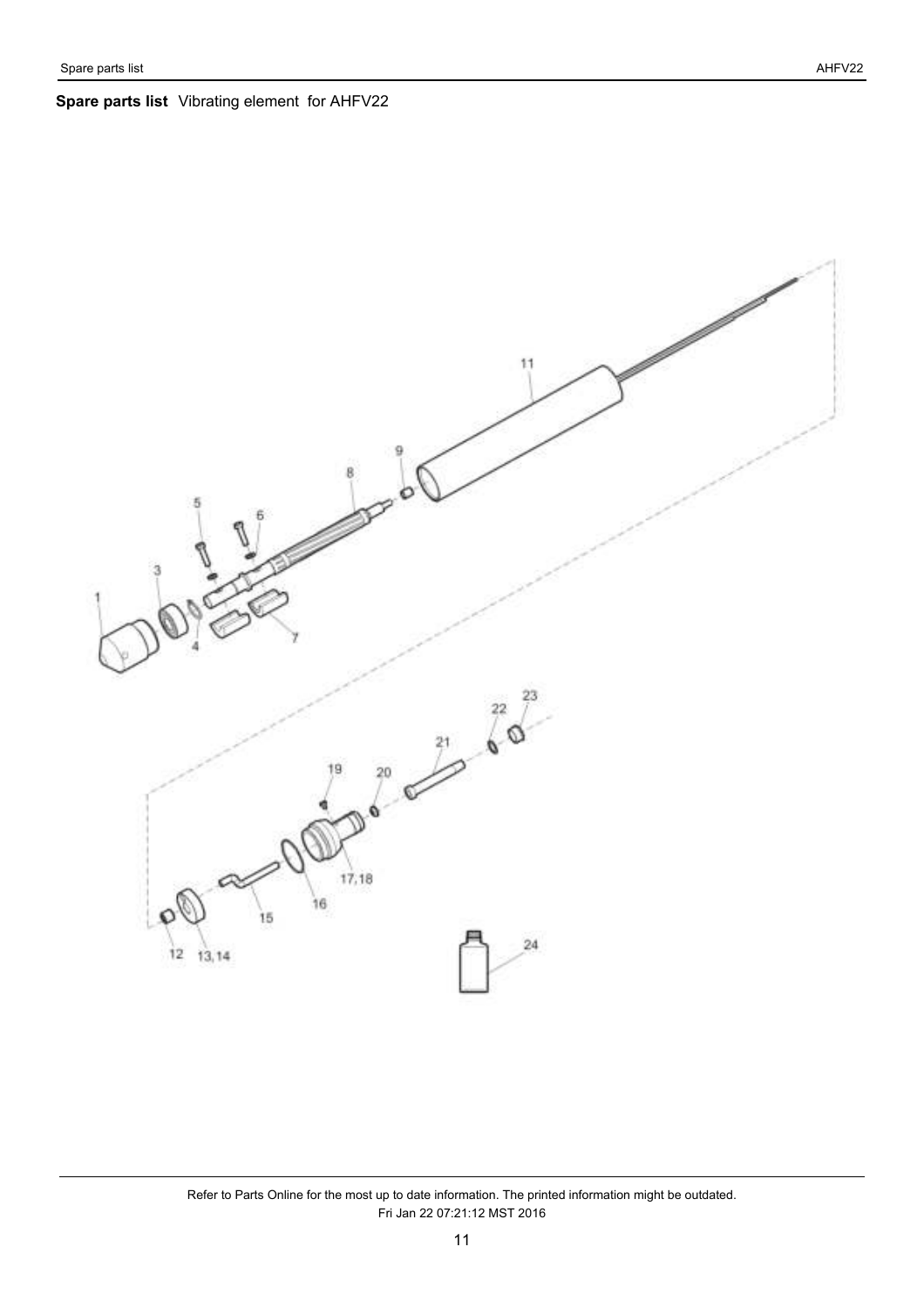**Spare parts list** Vibrating element for AHFV22

1 3 4 5 6 7 8 9 11

12 13,14 15 16 17,18 19 20 21 22 23 24

Refer to Parts Online for the most up to date information. The printed information might be outdated.
Fri Jan 22 07:21:12 MST 2016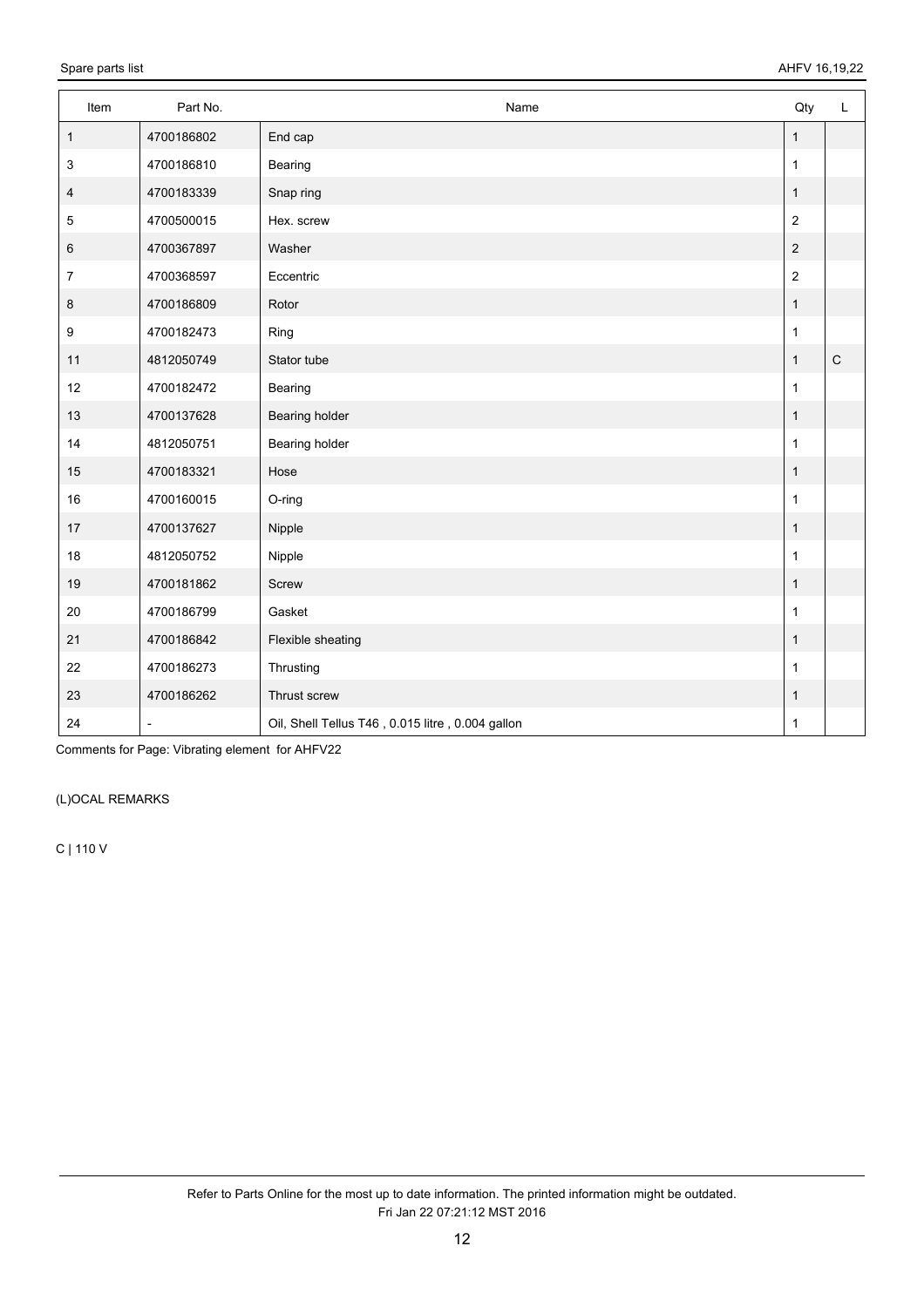| Item | Part No. | Name | Qty | L |
|---|---|---|---|---|
| 1 | 4700186802 | End cap | 1 | |
| 3 | 4700186810 | Bearing | 1 | |
| 4 | 4700183339 | Snap ring | 1 | |
| 5 | 4700500015 | Hex. screw | 2 | |
| 6 | 4700367897 | Washer | 2 | |
| 7 | 4700368597 | Eccentric | 2 | |
| 8 | 4700186809 | Rotor | 1 | |
| 9 | 4700182473 | Ring | 1 | |
| 11 | 4812050749 | Stator tube | 1 | C |
| 12 | 4700182472 | Bearing | 1 | |
| 13 | 4700137628 | Bearing holder | 1 | |
| 14 | 4812050751 | Bearing holder | 1 | |
| 15 | 4700183321 | Hose | 1 | |
| 16 | 4700160015 | O-ring | 1 | |
| 17 | 4700137627 | Nipple | 1 | |
| 18 | 4812050752 | Nipple | 1 | |
| 19 | 4700181862 | Screw | 1 | |
| 20 | 4700186799 | Gasket | 1 | |
| 21 | 4700186842 | Flexible sheating | 1 | |
| 22 | 4700186273 | Thrusting | 1 | |
| 23 | 4700186262 | Thrust screw | 1 | |
| 24 | - | Oil, Shell Tellus T46 , 0.015 litre , 0.004 gallon | 1 | |

Comments for Page: Vibrating element for AHFV22

(L)OCAL REMARKS

C | 110 V

Refer to Parts Online for the most up to date information. The printed information might be outdated.
Fri Jan 22 07:21:12 MST 2016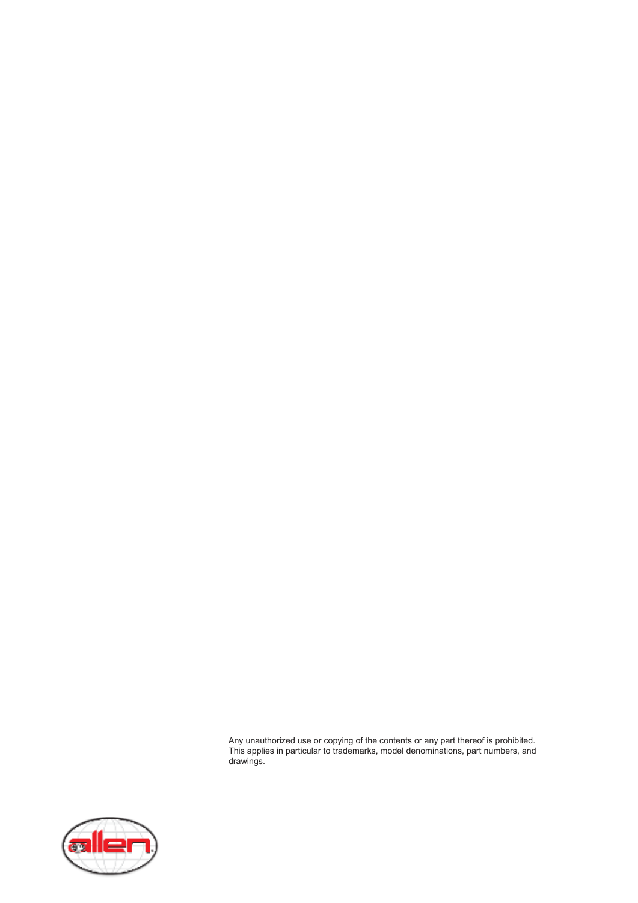Any unauthorized use or copying of the contents or any part thereof is prohibited. This applies in particular to trademarks, model denominations, part numbers, and drawings.